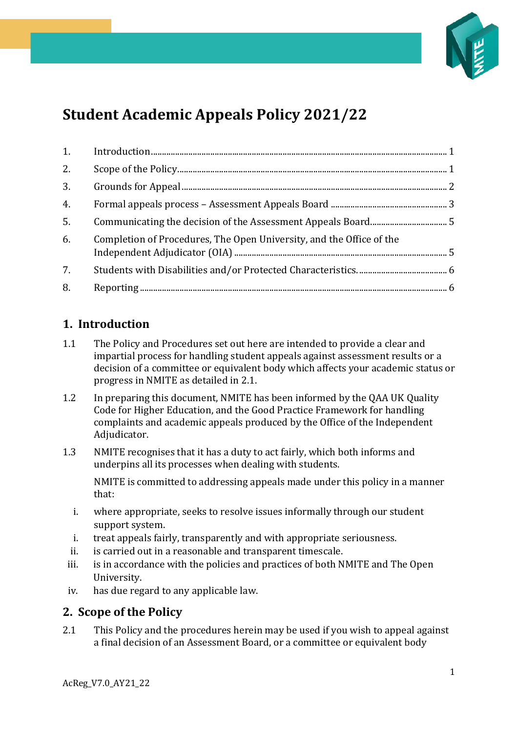# Student Academic Appeals Policy 2021/22

1. Introduction ... 1
2. Scope of the Policy ... 1
3. Grounds for Appeal ... 2
4. Formal appeals process – Assessment Appeals Board ... 3
5. Communicating the decision of the Assessment Appeals Board ... 5
6. Completion of Procedures, The Open University, and the Office of the Independent Adjudicator (OIA) ... 5
7. Students with Disabilities and/or Protected Characteristics. ... 6
8. Reporting ... 6

## 1. Introduction

1.1 The Policy and Procedures set out here are intended to provide a clear and impartial process for handling student appeals against assessment results or a decision of a committee or equivalent body which affects your academic status or progress in NMITE as detailed in 2.1.

1.2 In preparing this document, NMITE has been informed by the QAA UK Quality Code for Higher Education, and the Good Practice Framework for handling complaints and academic appeals produced by the Office of the Independent Adjudicator.

1.3 NMITE recognises that it has a duty to act fairly, which both informs and underpins all its processes when dealing with students.

NMITE is committed to addressing appeals made under this policy in a manner that:

i. where appropriate, seeks to resolve issues informally through our student support system.
i. treat appeals fairly, transparently and with appropriate seriousness.
ii. is carried out in a reasonable and transparent timescale.
iii. is in accordance with the policies and practices of both NMITE and The Open University.
iv. has due regard to any applicable law.

## 2. Scope of the Policy

2.1 This Policy and the procedures herein may be used if you wish to appeal against a final decision of an Assessment Board, or a committee or equivalent body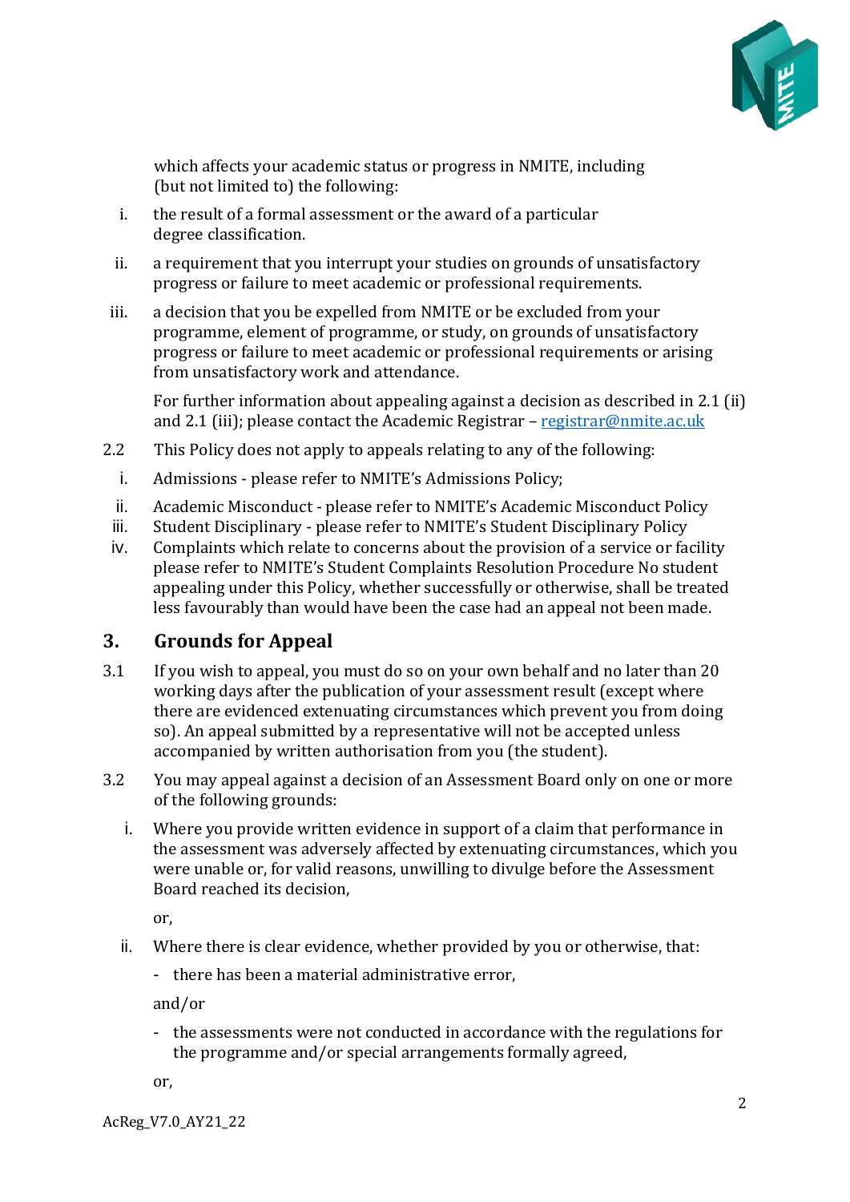which affects your academic status or progress in NMITE, including (but not limited to) the following:

i. the result of a formal assessment or the award of a particular degree classification.

ii. a requirement that you interrupt your studies on grounds of unsatisfactory progress or failure to meet academic or professional requirements.

iii. a decision that you be expelled from NMITE or be excluded from your programme, element of programme, or study, on grounds of unsatisfactory progress or failure to meet academic or professional requirements or arising from unsatisfactory work and attendance.

For further information about appealing against a decision as described in 2.1 (ii) and 2.1 (iii); please contact the Academic Registrar – [registrar@nmite.ac.uk](mailto:registrar@nmite.ac.uk)

2.2 This Policy does not apply to appeals relating to any of the following:

i. Admissions - please refer to NMITE's Admissions Policy;

ii. Academic Misconduct - please refer to NMITE's Academic Misconduct Policy

iii. Student Disciplinary - please refer to NMITE's Student Disciplinary Policy

iv. Complaints which relate to concerns about the provision of a service or facility please refer to NMITE's Student Complaints Resolution Procedure No student appealing under this Policy, whether successfully or otherwise, shall be treated less favourably than would have been the case had an appeal not been made.

## 3. Grounds for Appeal

3.1 If you wish to appeal, you must do so on your own behalf and no later than 20 working days after the publication of your assessment result (except where there are evidenced extenuating circumstances which prevent you from doing so). An appeal submitted by a representative will not be accepted unless accompanied by written authorisation from you (the student).

3.2 You may appeal against a decision of an Assessment Board only on one or more of the following grounds:

i. Where you provide written evidence in support of a claim that performance in the assessment was adversely affected by extenuating circumstances, which you were unable or, for valid reasons, unwilling to divulge before the Assessment Board reached its decision,

or,

ii. Where there is clear evidence, whether provided by you or otherwise, that:

- there has been a material administrative error,

and/or

- the assessments were not conducted in accordance with the regulations for the programme and/or special arrangements formally agreed,

or,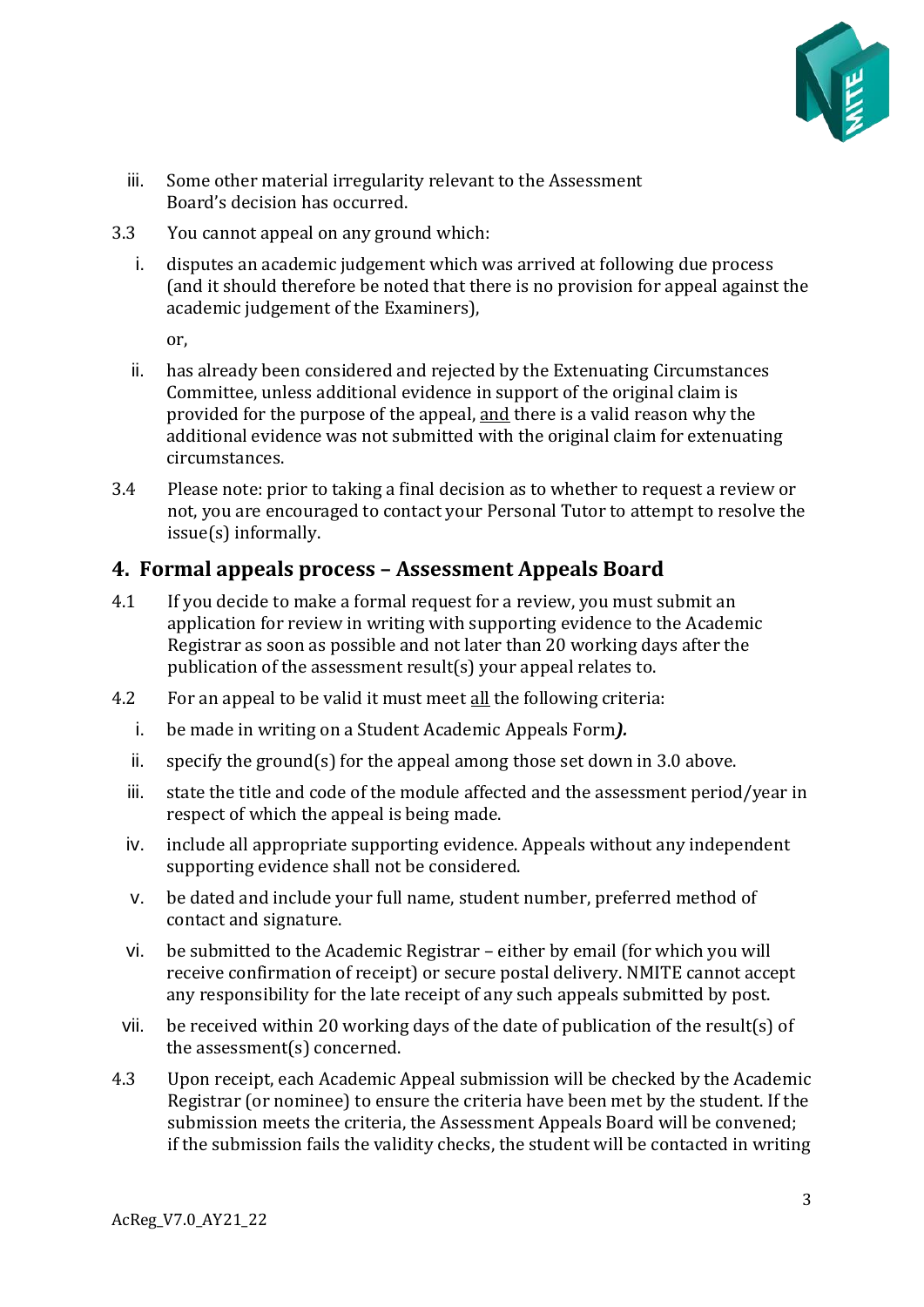iii. Some other material irregularity relevant to the Assessment Board's decision has occurred.

3.3 You cannot appeal on any ground which:

i. disputes an academic judgement which was arrived at following due process (and it should therefore be noted that there is no provision for appeal against the academic judgement of the Examiners),

or,

ii. has already been considered and rejected by the Extenuating Circumstances Committee, unless additional evidence in support of the original claim is provided for the purpose of the appeal, <u>and</u> there is a valid reason why the additional evidence was not submitted with the original claim for extenuating circumstances.

3.4 Please note: prior to taking a final decision as to whether to request a review or not, you are encouraged to contact your Personal Tutor to attempt to resolve the issue(s) informally.

## 4. Formal appeals process – Assessment Appeals Board

4.1 If you decide to make a formal request for a review, you must submit an application for review in writing with supporting evidence to the Academic Registrar as soon as possible and not later than 20 working days after the publication of the assessment result(s) your appeal relates to.

4.2 For an appeal to be valid it must meet <u>all</u> the following criteria:

i. be made in writing on a Student Academic Appeals Form***).***

ii. specify the ground(s) for the appeal among those set down in 3.0 above.

iii. state the title and code of the module affected and the assessment period/year in respect of which the appeal is being made.

iv. include all appropriate supporting evidence. Appeals without any independent supporting evidence shall not be considered.

v. be dated and include your full name, student number, preferred method of contact and signature.

vi. be submitted to the Academic Registrar – either by email (for which you will receive confirmation of receipt) or secure postal delivery. NMITE cannot accept any responsibility for the late receipt of any such appeals submitted by post.

vii. be received within 20 working days of the date of publication of the result(s) of the assessment(s) concerned.

4.3 Upon receipt, each Academic Appeal submission will be checked by the Academic Registrar (or nominee) to ensure the criteria have been met by the student. If the submission meets the criteria, the Assessment Appeals Board will be convened; if the submission fails the validity checks, the student will be contacted in writing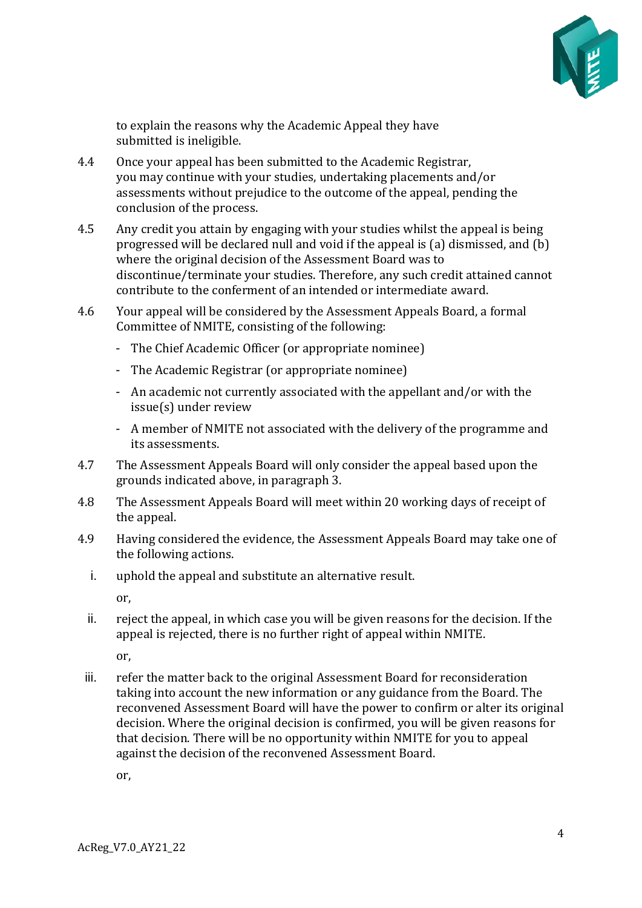to explain the reasons why the Academic Appeal they have submitted is ineligible.

4.4 Once your appeal has been submitted to the Academic Registrar, you may continue with your studies, undertaking placements and/or assessments without prejudice to the outcome of the appeal, pending the conclusion of the process.

4.5 Any credit you attain by engaging with your studies whilst the appeal is being progressed will be declared null and void if the appeal is (a) dismissed, and (b) where the original decision of the Assessment Board was to discontinue/terminate your studies. Therefore, any such credit attained cannot contribute to the conferment of an intended or intermediate award.

4.6 Your appeal will be considered by the Assessment Appeals Board, a formal Committee of NMITE, consisting of the following:

- The Chief Academic Officer (or appropriate nominee)
- The Academic Registrar (or appropriate nominee)
- An academic not currently associated with the appellant and/or with the issue(s) under review
- A member of NMITE not associated with the delivery of the programme and its assessments.

4.7 The Assessment Appeals Board will only consider the appeal based upon the grounds indicated above, in paragraph 3.

4.8 The Assessment Appeals Board will meet within 20 working days of receipt of the appeal.

4.9 Having considered the evidence, the Assessment Appeals Board may take one of the following actions.

i. uphold the appeal and substitute an alternative result.

   or,

ii. reject the appeal, in which case you will be given reasons for the decision. If the appeal is rejected, there is no further right of appeal within NMITE.

   or,

iii. refer the matter back to the original Assessment Board for reconsideration taking into account the new information or any guidance from the Board. The reconvened Assessment Board will have the power to confirm or alter its original decision. Where the original decision is confirmed, you will be given reasons for that decision. There will be no opportunity within NMITE for you to appeal against the decision of the reconvened Assessment Board.

   or,

AcReg_V7.0_AY21_22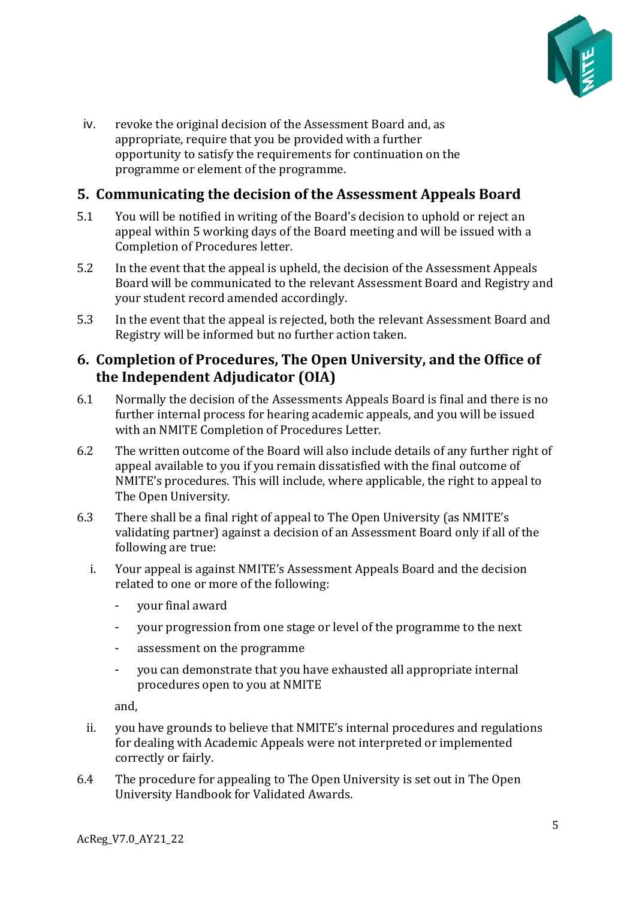iv. revoke the original decision of the Assessment Board and, as appropriate, require that you be provided with a further opportunity to satisfy the requirements for continuation on the programme or element of the programme.

## 5. Communicating the decision of the Assessment Appeals Board

5.1 You will be notified in writing of the Board's decision to uphold or reject an appeal within 5 working days of the Board meeting and will be issued with a Completion of Procedures letter.

5.2 In the event that the appeal is upheld, the decision of the Assessment Appeals Board will be communicated to the relevant Assessment Board and Registry and your student record amended accordingly.

5.3 In the event that the appeal is rejected, both the relevant Assessment Board and Registry will be informed but no further action taken.

## 6. Completion of Procedures, The Open University, and the Office of the Independent Adjudicator (OIA)

6.1 Normally the decision of the Assessments Appeals Board is final and there is no further internal process for hearing academic appeals, and you will be issued with an NMITE Completion of Procedures Letter.

6.2 The written outcome of the Board will also include details of any further right of appeal available to you if you remain dissatisfied with the final outcome of NMITE's procedures. This will include, where applicable, the right to appeal to The Open University.

6.3 There shall be a final right of appeal to The Open University (as NMITE's validating partner) against a decision of an Assessment Board only if all of the following are true:

i. Your appeal is against NMITE's Assessment Appeals Board and the decision related to one or more of the following:

- your final award
- your progression from one stage or level of the programme to the next
- assessment on the programme
- you can demonstrate that you have exhausted all appropriate internal procedures open to you at NMITE

and,

ii. you have grounds to believe that NMITE's internal procedures and regulations for dealing with Academic Appeals were not interpreted or implemented correctly or fairly.

6.4 The procedure for appealing to The Open University is set out in The Open University Handbook for Validated Awards.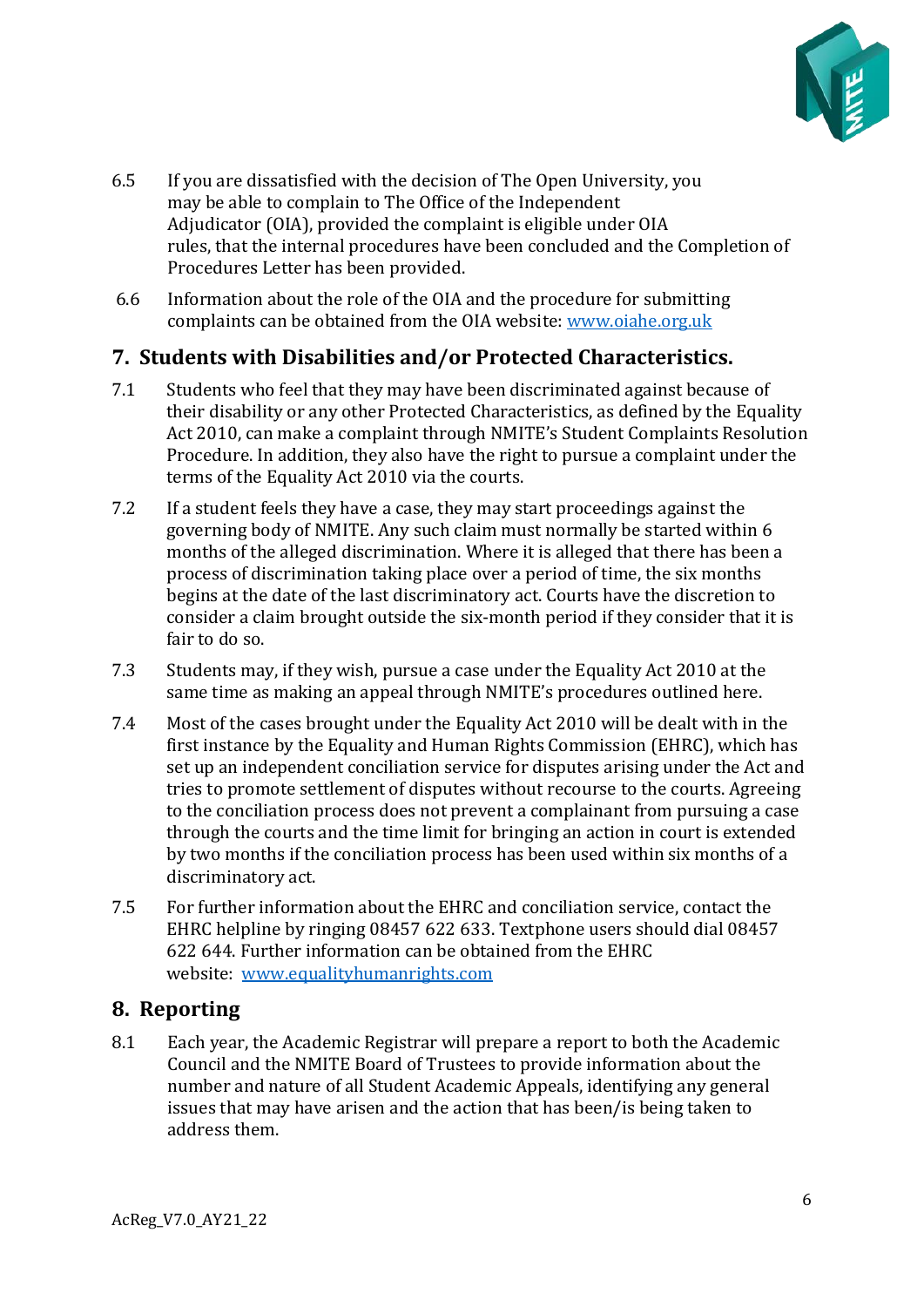6.5 If you are dissatisfied with the decision of The Open University, you may be able to complain to The Office of the Independent Adjudicator (OIA), provided the complaint is eligible under OIA rules, that the internal procedures have been concluded and the Completion of Procedures Letter has been provided.

6.6 Information about the role of the OIA and the procedure for submitting complaints can be obtained from the OIA website: www.oiahe.org.uk

## 7. Students with Disabilities and/or Protected Characteristics.

7.1 Students who feel that they may have been discriminated against because of their disability or any other Protected Characteristics, as defined by the Equality Act 2010, can make a complaint through NMITE's Student Complaints Resolution Procedure. In addition, they also have the right to pursue a complaint under the terms of the Equality Act 2010 via the courts.

7.2 If a student feels they have a case, they may start proceedings against the governing body of NMITE. Any such claim must normally be started within 6 months of the alleged discrimination. Where it is alleged that there has been a process of discrimination taking place over a period of time, the six months begins at the date of the last discriminatory act. Courts have the discretion to consider a claim brought outside the six-month period if they consider that it is fair to do so.

7.3 Students may, if they wish, pursue a case under the Equality Act 2010 at the same time as making an appeal through NMITE's procedures outlined here.

7.4 Most of the cases brought under the Equality Act 2010 will be dealt with in the first instance by the Equality and Human Rights Commission (EHRC), which has set up an independent conciliation service for disputes arising under the Act and tries to promote settlement of disputes without recourse to the courts. Agreeing to the conciliation process does not prevent a complainant from pursuing a case through the courts and the time limit for bringing an action in court is extended by two months if the conciliation process has been used within six months of a discriminatory act.

7.5 For further information about the EHRC and conciliation service, contact the EHRC helpline by ringing 08457 622 633. Textphone users should dial 08457 622 644. Further information can be obtained from the EHRC website: www.equalityhumanrights.com

## 8. Reporting

8.1 Each year, the Academic Registrar will prepare a report to both the Academic Council and the NMITE Board of Trustees to provide information about the number and nature of all Student Academic Appeals, identifying any general issues that may have arisen and the action that has been/is being taken to address them.